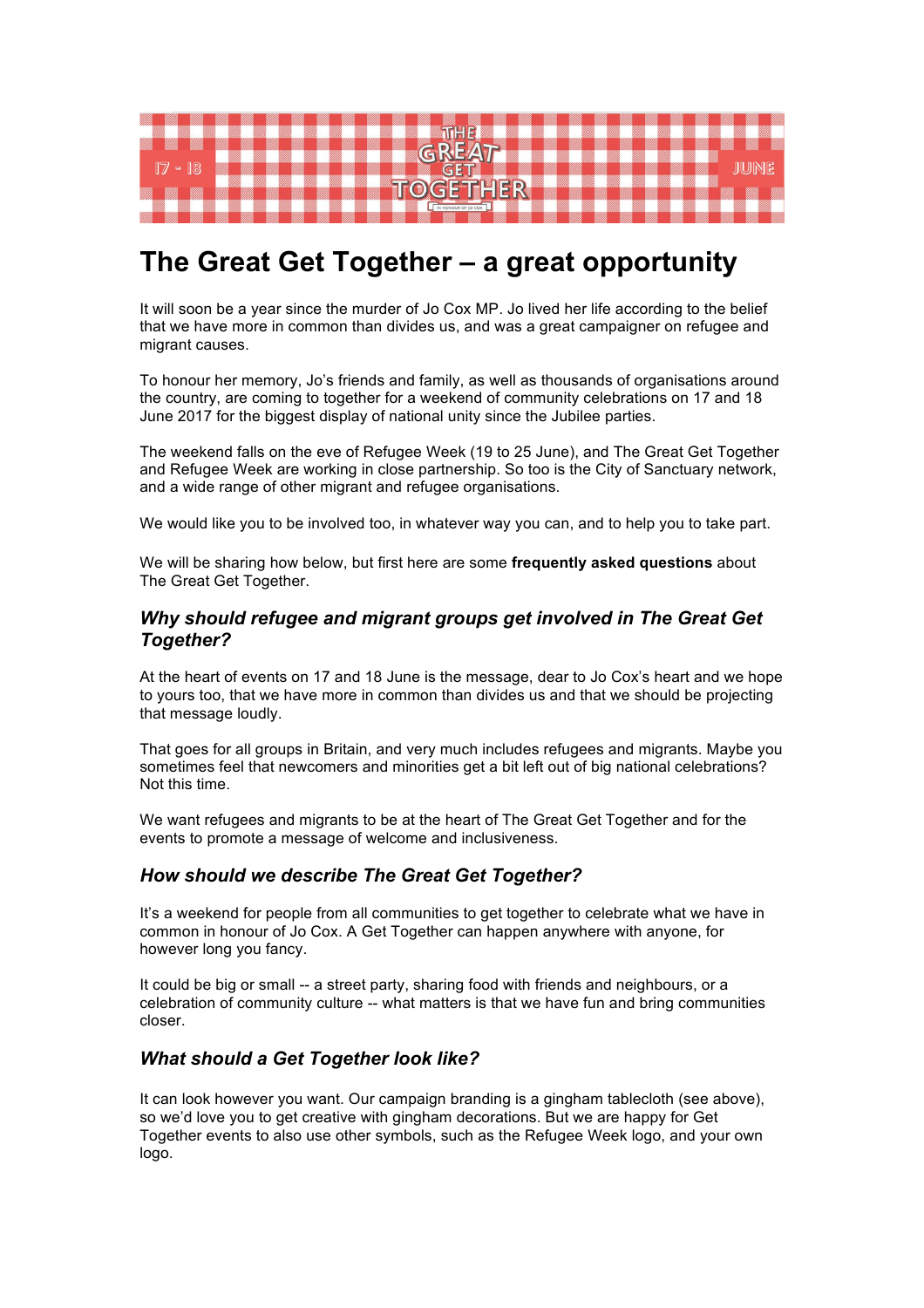# The Great Get Together – a great opportunity

It will soon be a year since the murder of Jo Cox MP. Jo lived her life according to the belief that we have more in common than divides us, and was a great campaigner on refugee and migrant causes.

To honour her memory, Jo's friends and family, as well as thousands of organisations around the country, are coming to together for a weekend of community celebrations on 17 and 18 June 2017 for the biggest display of national unity since the Jubilee parties.

The weekend falls on the eve of Refugee Week (19 to 25 June), and The Great Get Together and Refugee Week are working in close partnership. So too is the City of Sanctuary network, and a wide range of other migrant and refugee organisations.

We would like you to be involved too, in whatever way you can, and to help you to take part.

We will be sharing how below, but first here are some **frequently asked questions** about The Great Get Together.

## *Why should refugee and migrant groups get involved in The Great Get Together?*

At the heart of events on 17 and 18 June is the message, dear to Jo Cox's heart and we hope to yours too, that we have more in common than divides us and that we should be projecting that message loudly.

That goes for all groups in Britain, and very much includes refugees and migrants. Maybe you sometimes feel that newcomers and minorities get a bit left out of big national celebrations? Not this time.

We want refugees and migrants to be at the heart of The Great Get Together and for the events to promote a message of welcome and inclusiveness.

## *How should we describe The Great Get Together?*

It's a weekend for people from all communities to get together to celebrate what we have in common in honour of Jo Cox. A Get Together can happen anywhere with anyone, for however long you fancy.

It could be big or small -- a street party, sharing food with friends and neighbours, or a celebration of community culture -- what matters is that we have fun and bring communities closer.

## *What should a Get Together look like?*

It can look however you want. Our campaign branding is a gingham tablecloth (see above), so we'd love you to get creative with gingham decorations. But we are happy for Get Together events to also use other symbols, such as the Refugee Week logo, and your own logo.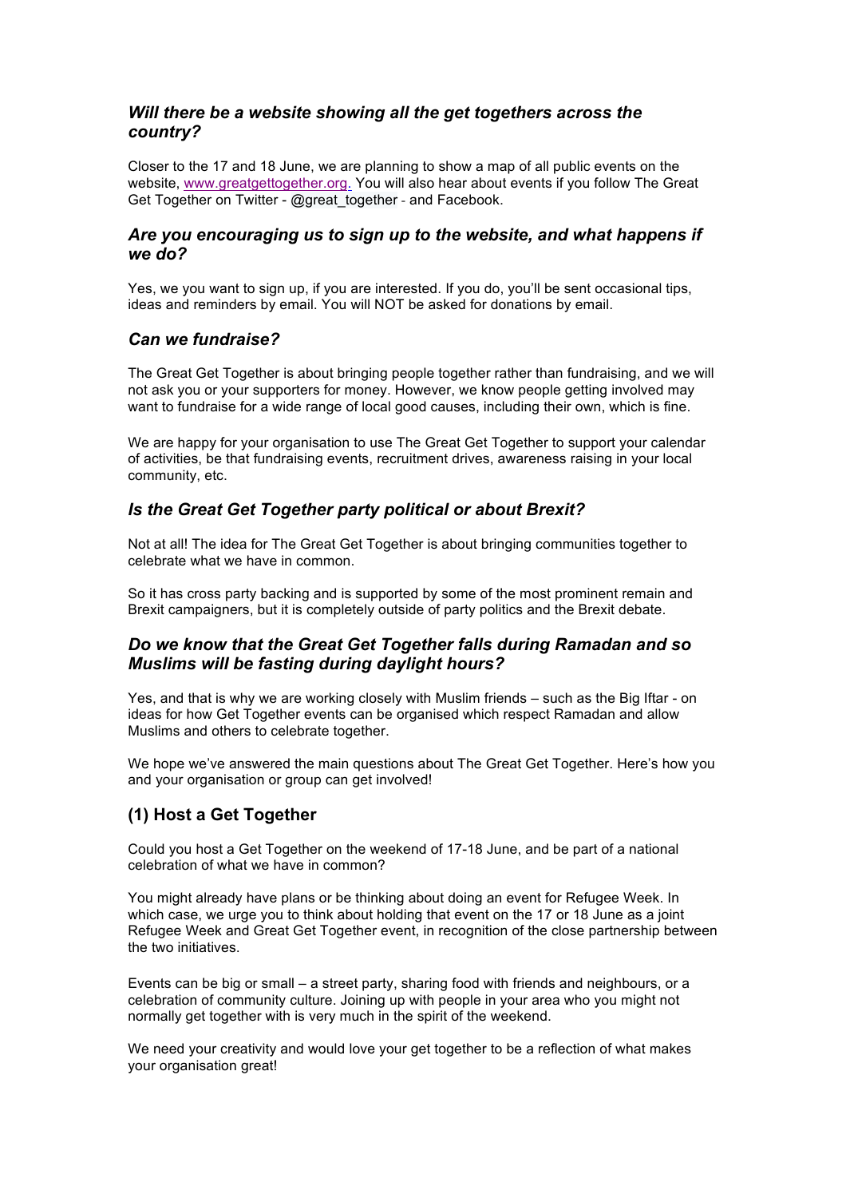### *Will there be a website showing all the get togethers across the country?*

Closer to the 17 and 18 June, we are planning to show a map of all public events on the website, www.greatgettogether.org. You will also hear about events if you follow The Great Get Together on Twitter - @great_together - and Facebook.

### *Are you encouraging us to sign up to the website, and what happens if we do?*

Yes, we you want to sign up, if you are interested. If you do, you'll be sent occasional tips, ideas and reminders by email. You will NOT be asked for donations by email.

### *Can we fundraise?*

The Great Get Together is about bringing people together rather than fundraising, and we will not ask you or your supporters for money. However, we know people getting involved may want to fundraise for a wide range of local good causes, including their own, which is fine.

We are happy for your organisation to use The Great Get Together to support your calendar of activities, be that fundraising events, recruitment drives, awareness raising in your local community, etc.

### *Is the Great Get Together party political or about Brexit?*

Not at all! The idea for The Great Get Together is about bringing communities together to celebrate what we have in common.

So it has cross party backing and is supported by some of the most prominent remain and Brexit campaigners, but it is completely outside of party politics and the Brexit debate.

### *Do we know that the Great Get Together falls during Ramadan and so Muslims will be fasting during daylight hours?*

Yes, and that is why we are working closely with Muslim friends – such as the Big Iftar - on ideas for how Get Together events can be organised which respect Ramadan and allow Muslims and others to celebrate together.

We hope we've answered the main questions about The Great Get Together. Here's how you and your organisation or group can get involved!

## (1) Host a Get Together

Could you host a Get Together on the weekend of 17-18 June, and be part of a national celebration of what we have in common?

You might already have plans or be thinking about doing an event for Refugee Week. In which case, we urge you to think about holding that event on the 17 or 18 June as a joint Refugee Week and Great Get Together event, in recognition of the close partnership between the two initiatives.

Events can be big or small – a street party, sharing food with friends and neighbours, or a celebration of community culture. Joining up with people in your area who you might not normally get together with is very much in the spirit of the weekend.

We need your creativity and would love your get together to be a reflection of what makes your organisation great!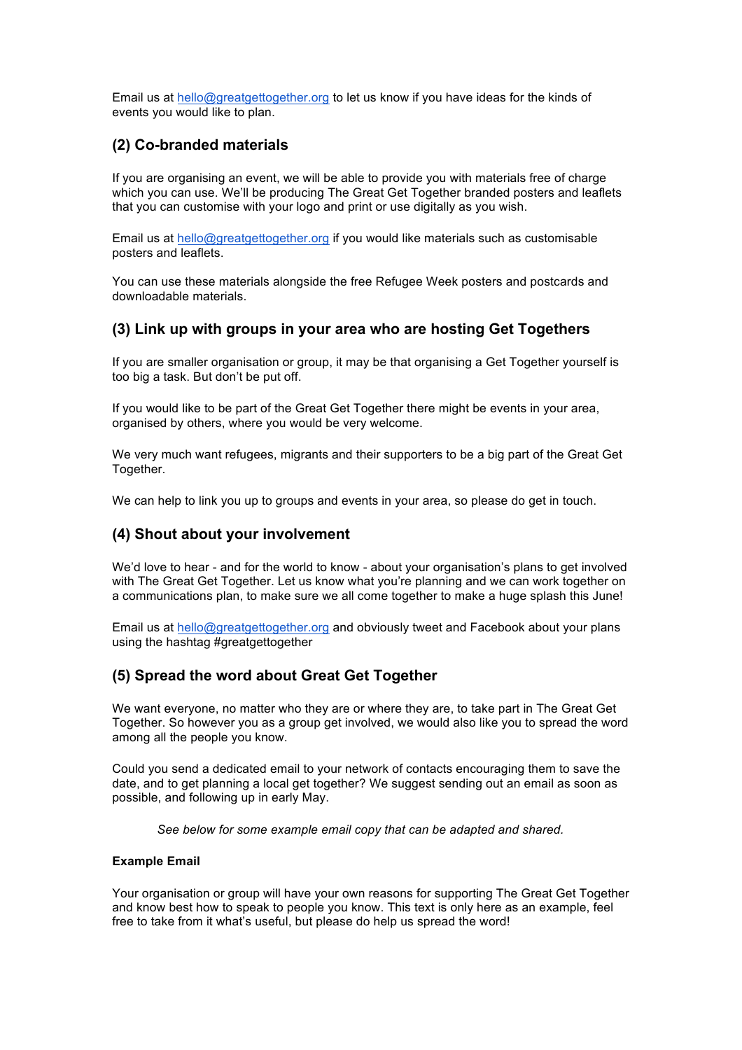Email us at hello@greatgettogether.org to let us know if you have ideas for the kinds of events you would like to plan.

## (2) Co-branded materials

If you are organising an event, we will be able to provide you with materials free of charge which you can use. We'll be producing The Great Get Together branded posters and leaflets that you can customise with your logo and print or use digitally as you wish.

Email us at hello@greatgettogether.org if you would like materials such as customisable posters and leaflets.

You can use these materials alongside the free Refugee Week posters and postcards and downloadable materials.

## (3) Link up with groups in your area who are hosting Get Togethers

If you are smaller organisation or group, it may be that organising a Get Together yourself is too big a task. But don't be put off.

If you would like to be part of the Great Get Together there might be events in your area, organised by others, where you would be very welcome.

We very much want refugees, migrants and their supporters to be a big part of the Great Get Together.

We can help to link you up to groups and events in your area, so please do get in touch.

## (4) Shout about your involvement

We'd love to hear - and for the world to know - about your organisation's plans to get involved with The Great Get Together. Let us know what you're planning and we can work together on a communications plan, to make sure we all come together to make a huge splash this June!

Email us at hello@greatgettogether.org and obviously tweet and Facebook about your plans using the hashtag #greatgettogether

## (5) Spread the word about Great Get Together

We want everyone, no matter who they are or where they are, to take part in The Great Get Together. So however you as a group get involved, we would also like you to spread the word among all the people you know.

Could you send a dedicated email to your network of contacts encouraging them to save the date, and to get planning a local get together? We suggest sending out an email as soon as possible, and following up in early May.

*See below for some example email copy that can be adapted and shared.*

**Example Email**

Your organisation or group will have your own reasons for supporting The Great Get Together and know best how to speak to people you know. This text is only here as an example, feel free to take from it what's useful, but please do help us spread the word!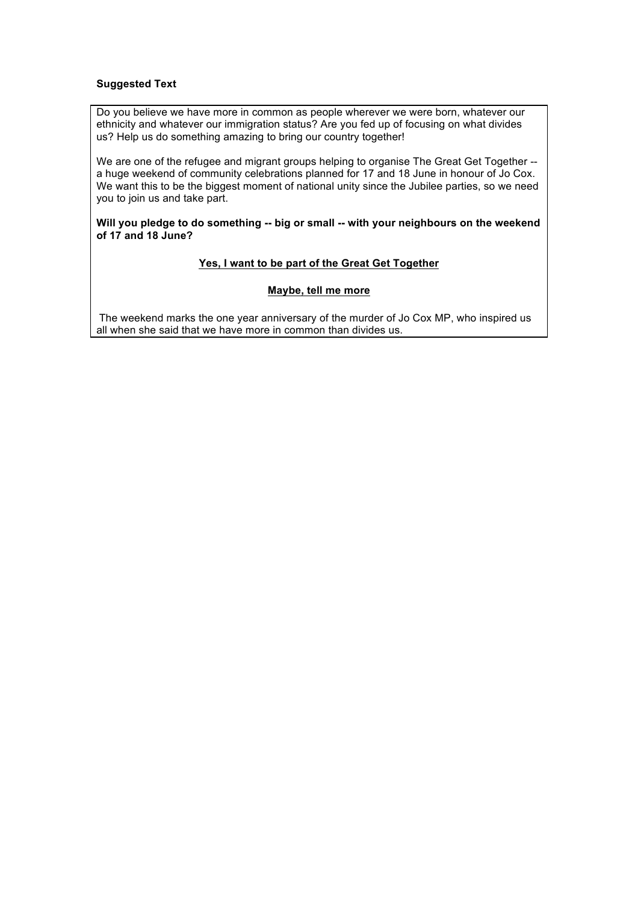**Suggested Text**

Do you believe we have more in common as people wherever we were born, whatever our ethnicity and whatever our immigration status? Are you fed up of focusing on what divides us? Help us do something amazing to bring our country together!

We are one of the refugee and migrant groups helping to organise The Great Get Together -- a huge weekend of community celebrations planned for 17 and 18 June in honour of Jo Cox. We want this to be the biggest moment of national unity since the Jubilee parties, so we need you to join us and take part.

**Will you pledge to do something -- big or small -- with your neighbours on the weekend of 17 and 18 June?**

**Yes, I want to be part of the Great Get Together**

**Maybe, tell me more**

The weekend marks the one year anniversary of the murder of Jo Cox MP, who inspired us all when she said that we have more in common than divides us.